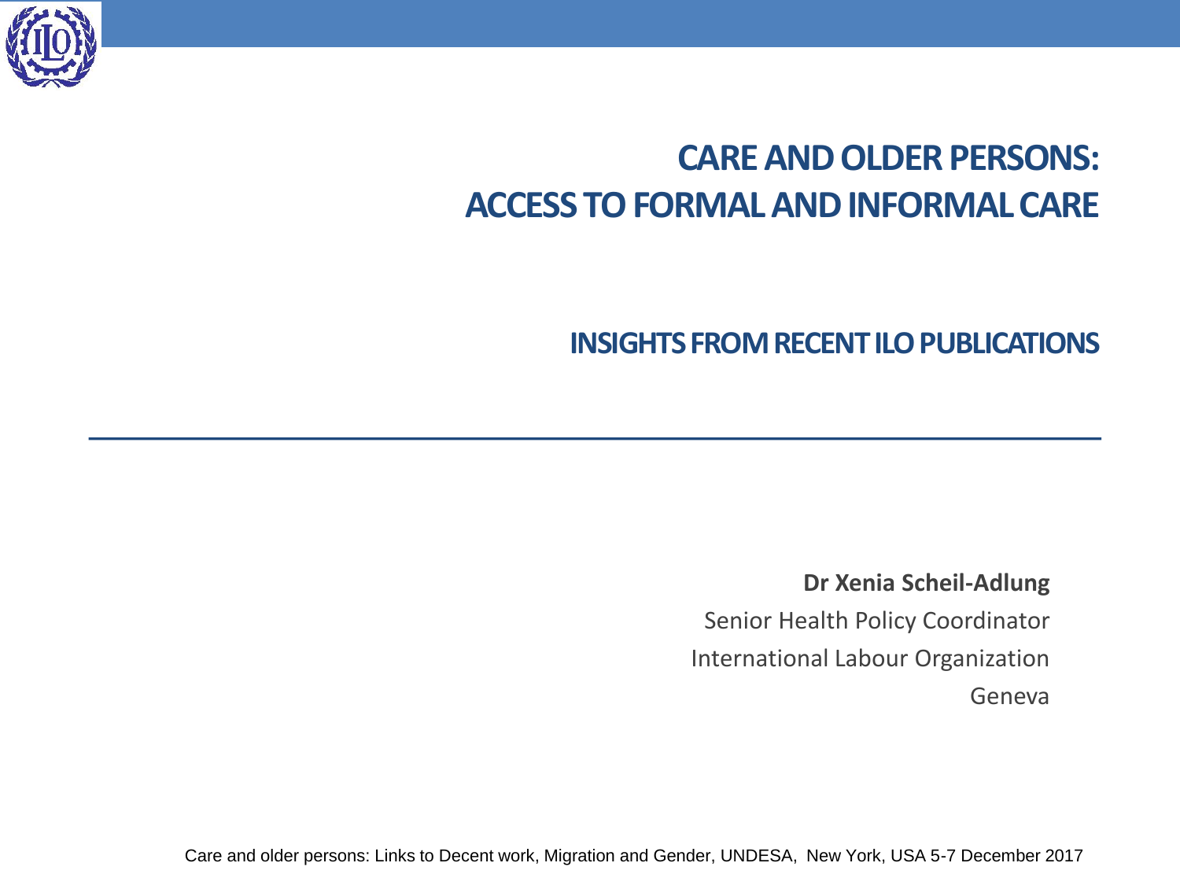# CARE AND OLDER PERSONS: ACCESS TO FORMAL AND INFORMAL CARE

## INSIGHTS FROM RECENT ILO PUBLICATIONS

---

**Dr Xenia Scheil-Adlung**

Senior Health Policy Coordinator

International Labour Organization

Geneva

Care and older persons: Links to Decent work, Migration and Gender, UNDESA, New York, USA 5-7 December 2017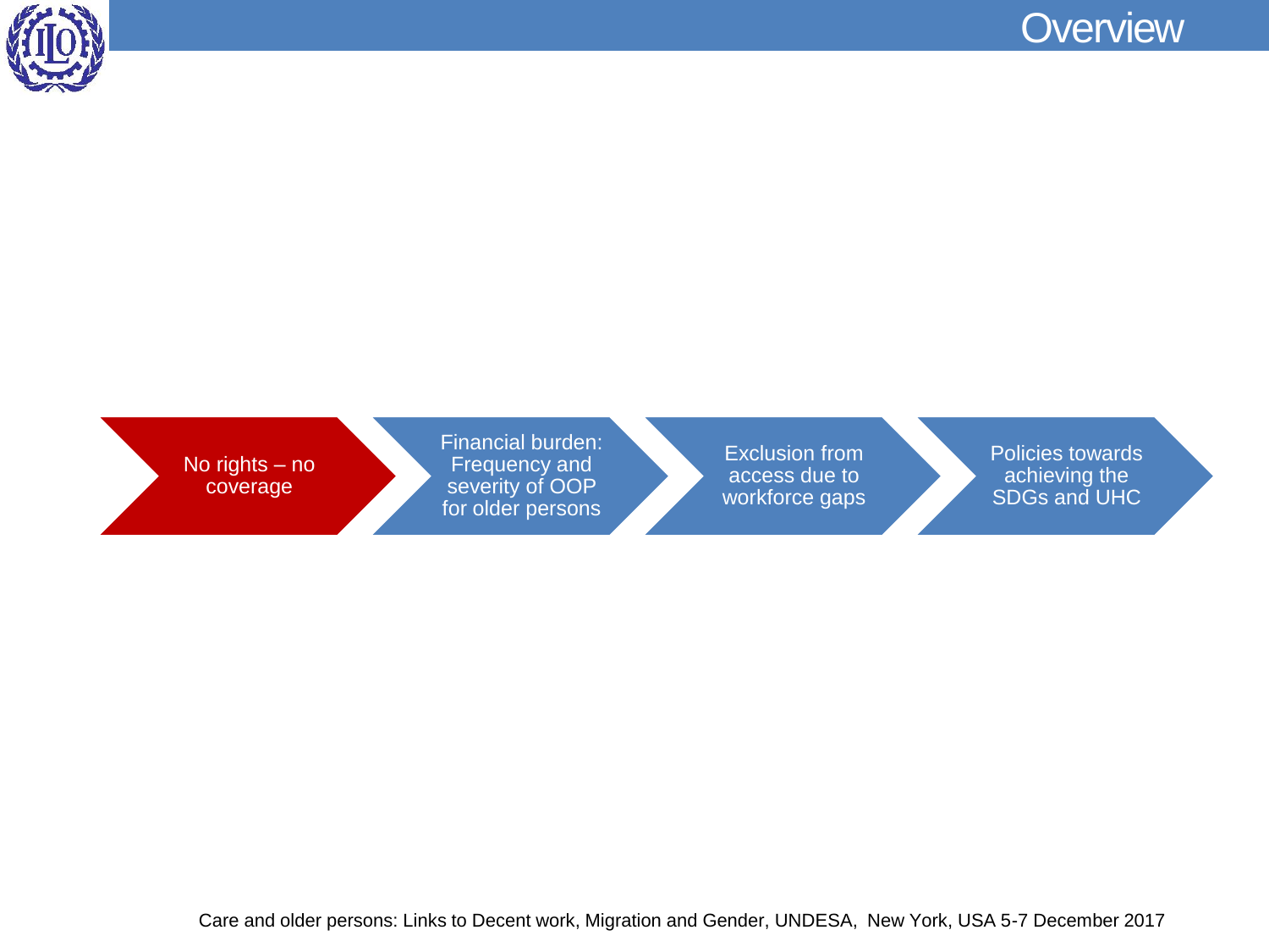# Overview

- No rights – no coverage
- Financial burden: Frequency and severity of OOP for older persons
- Exclusion from access due to workforce gaps
- Policies towards achieving the SDGs and UHC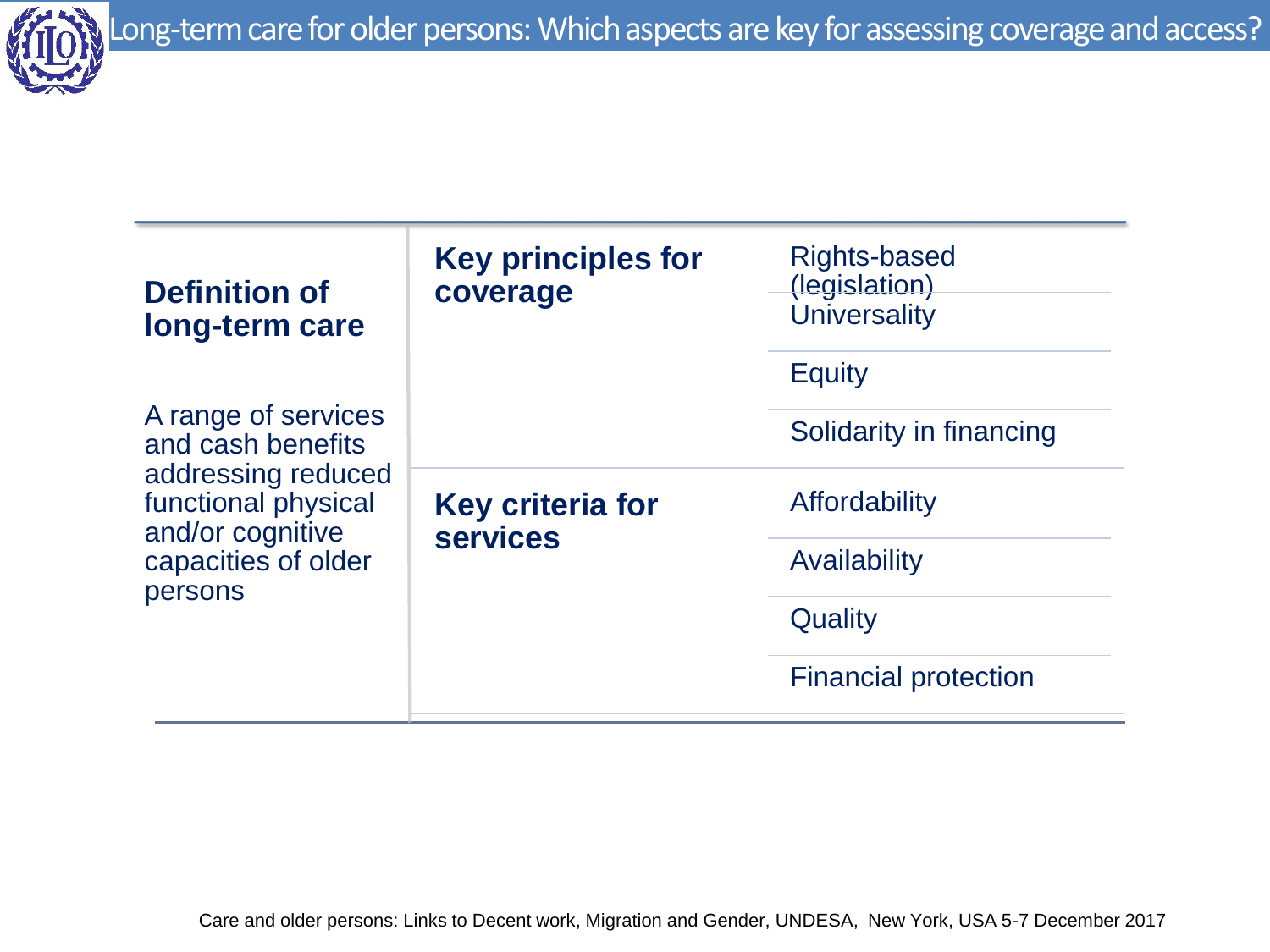# Long-term care for older persons: Which aspects are key for assessing coverage and access?

| Definition of long-term care | | |
|---|---|---|
| A range of services and cash benefits addressing reduced functional physical and/or cognitive capacities of older persons | **Key principles for coverage** | Rights-based (legislation) |
| | | Universality |
| | | Equity |
| | | Solidarity in financing |
| | **Key criteria for services** | Affordability |
| | | Availability |
| | | Quality |
| | | Financial protection |

Care and older persons: Links to Decent work, Migration and Gender, UNDESA, New York, USA 5-7 December 2017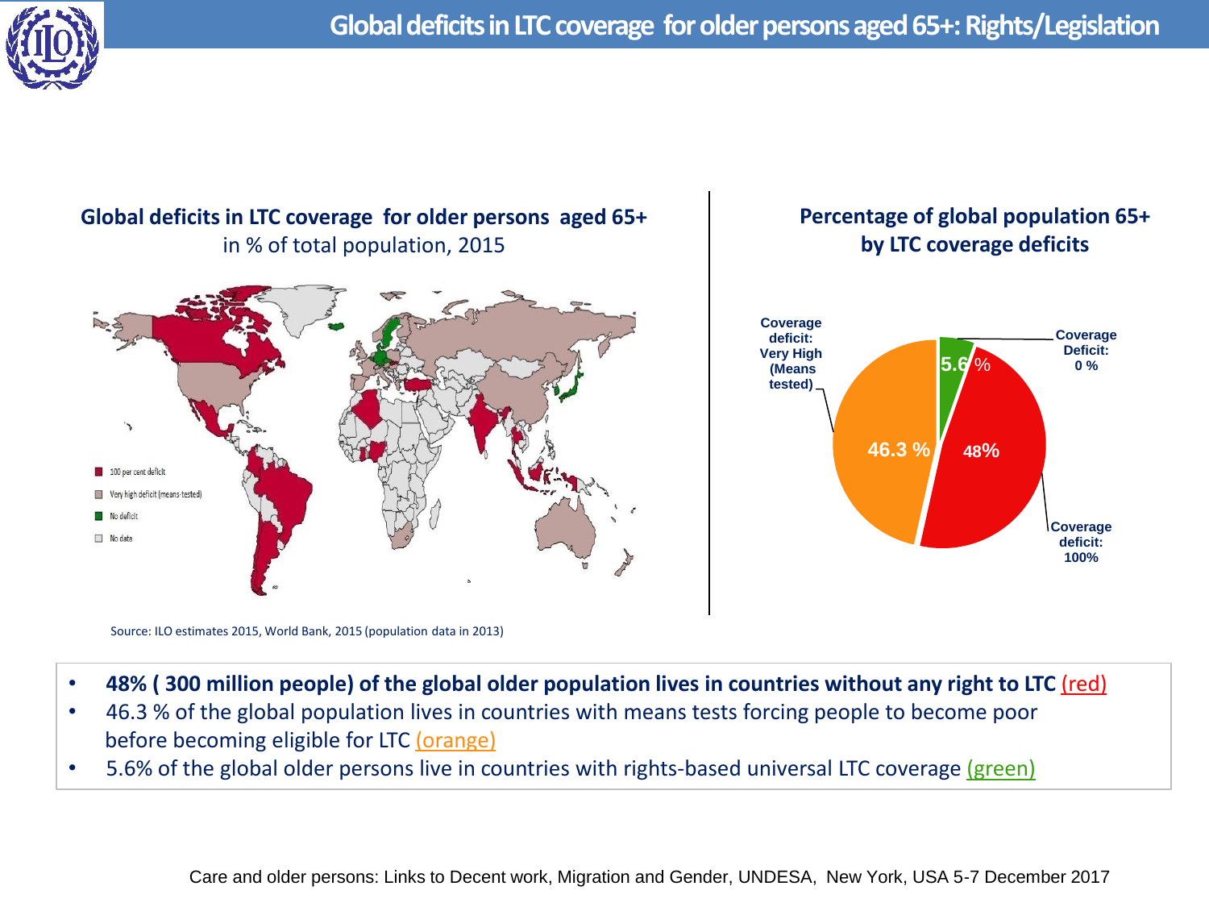# Global deficits in LTC coverage for older persons aged 65+: Rights/Legislation

**Global deficits in LTC coverage for older persons aged 65+**
in % of total population, 2015

- 100 per cent deficit
- Very high deficit (means-tested)
- No deficit
- No data

Source: ILO estimates 2015, World Bank, 2015 (population data in 2013)

**Percentage of global population 65+ by LTC coverage deficits**

- Coverage Deficit: 0 % — 5.6 %
- Coverage deficit: 100% — 48%
- Coverage deficit: Very High (Means tested) — 46.3 %

- **48% ( 300 million people) of the global older population lives in countries without any right to LTC (red)**
- 46.3 % of the global population lives in countries with means tests forcing people to become poor before becoming eligible for LTC (orange)
- 5.6% of the global older persons live in countries with rights-based universal LTC coverage (green)

Care and older persons: Links to Decent work, Migration and Gender, UNDESA, New York, USA 5-7 December 2017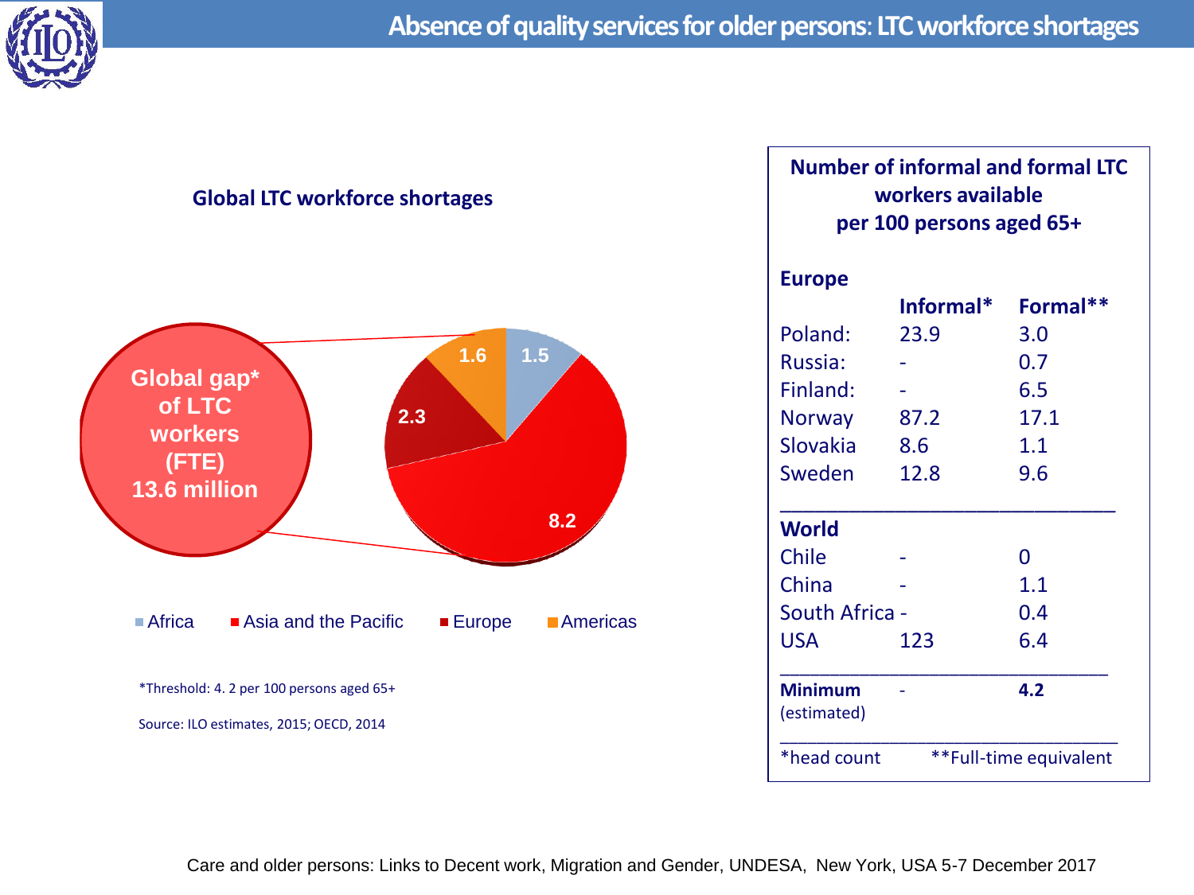# Absence of quality services for older persons: LTC workforce shortages

## Global LTC workforce shortages

Global gap* of LTC workers (FTE) 13.6 million

| Region | Gap (million) |
|---|---|
| Africa | 1.5 |
| Asia and the Pacific | 8.2 |
| Europe | 2.3 |
| Americas | 1.6 |

*Threshold: 4. 2 per 100 persons aged 65+

Source: ILO estimates, 2015; OECD, 2014

## Number of informal and formal LTC workers available per 100 persons aged 65+

| | Informal* | Formal** |
|---|---|---|
| **Europe** | | |
| Poland: | 23.9 | 3.0 |
| Russia: | - | 0.7 |
| Finland: | - | 6.5 |
| Norway | 87.2 | 17.1 |
| Slovakia | 8.6 | 1.1 |
| Sweden | 12.8 | 9.6 |
| **World** | | |
| Chile | - | 0 |
| China | - | 1.1 |
| South Africa | - | 0.4 |
| USA | 123 | 6.4 |
| **Minimum** (estimated) | - | **4.2** |

*head count **Full-time equivalent

Care and older persons: Links to Decent work, Migration and Gender, UNDESA, New York, USA 5-7 December 2017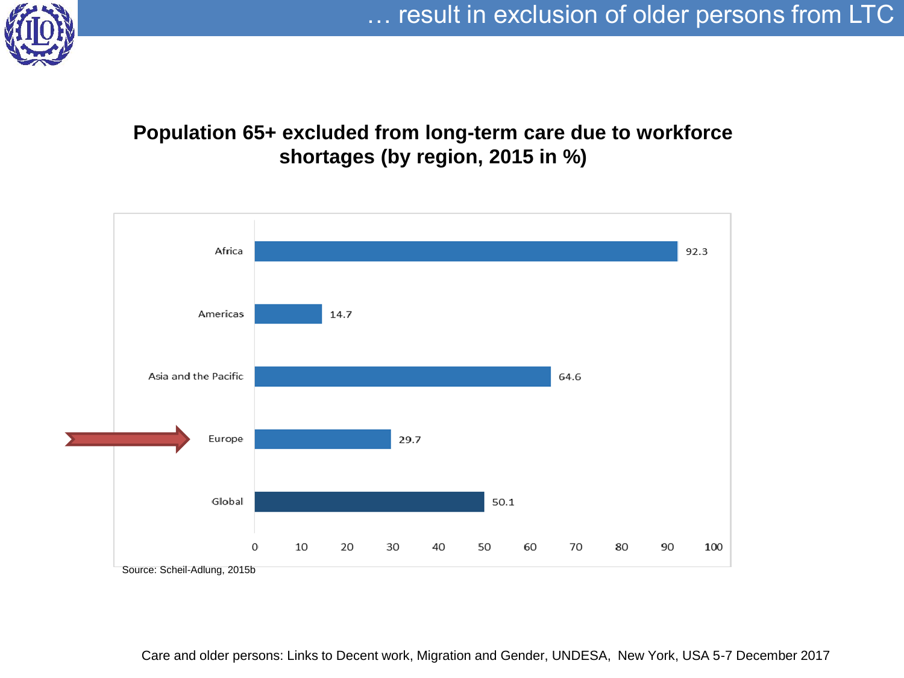# … result in exclusion of older persons from LTC

## Population 65+ excluded from long-term care due to workforce shortages (by region, 2015 in %)

| Region | % |
|---|---|
| Africa | 92.3 |
| Americas | 14.7 |
| Asia and the Pacific | 64.6 |
| Europe | 29.7 |
| Global | 50.1 |

Source: Scheil-Adlung, 2015b

Care and older persons: Links to Decent work, Migration and Gender, UNDESA, New York, USA 5-7 December 2017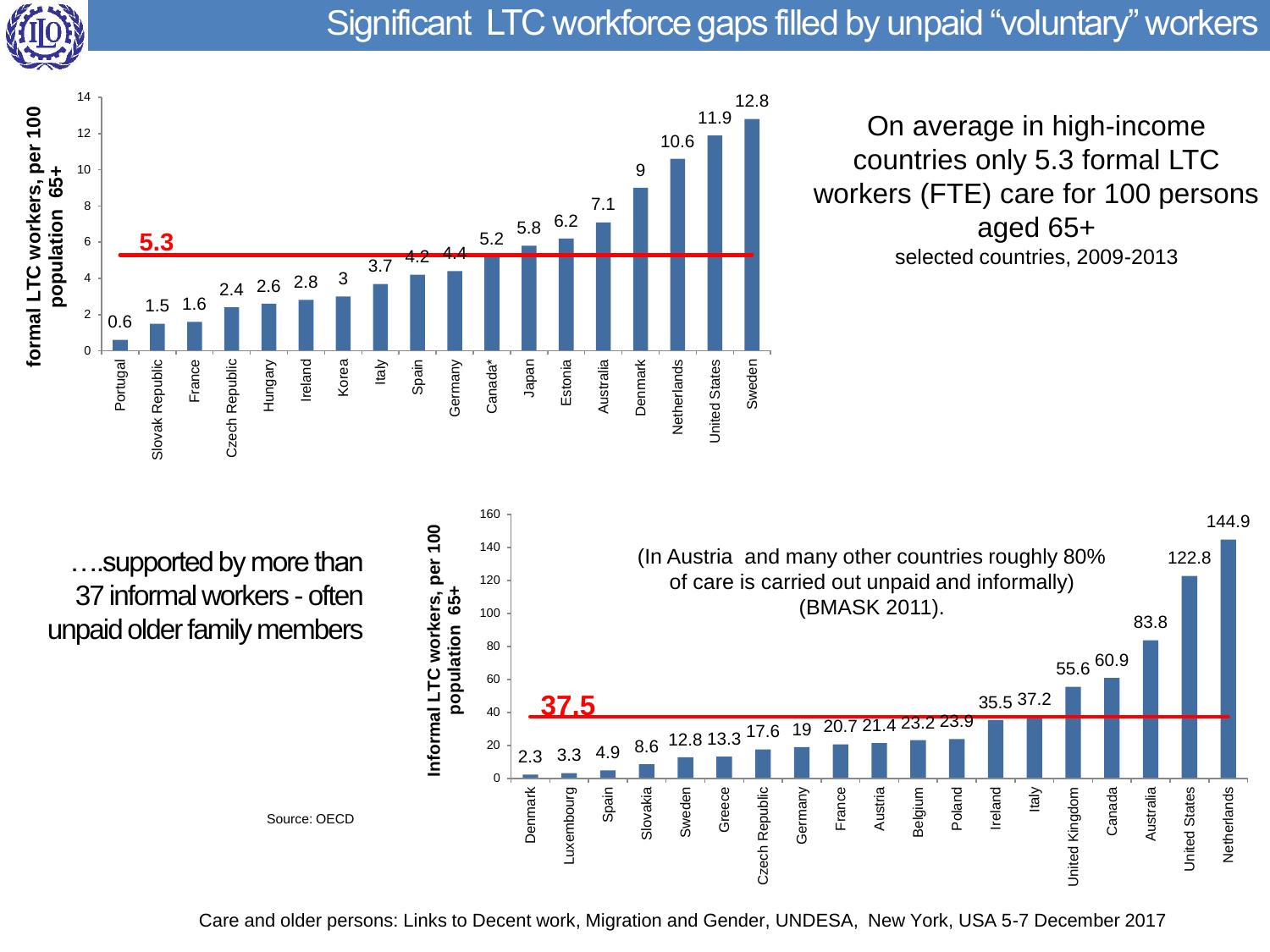# Significant LTC workforce gaps filled by unpaid "voluntary" workers

On average in high-income countries only 5.3 formal LTC workers (FTE) care for 100 persons aged 65+

selected countries, 2009-2013

| Country | Formal LTC workers, per 100 population 65+ |
|---|---|
| Portugal | 0.6 |
| Slovak Republic | 1.5 |
| France | 1.6 |
| Czech Republic | 2.4 |
| Hungary | 2.6 |
| Ireland | 2.8 |
| Korea | 3 |
| Italy | 3.7 |
| Spain | 4.2 |
| Germany | 4.4 |
| Canada* | 5.2 |
| Japan | 5.8 |
| Estonia | 6.2 |
| Australia | 7.1 |
| Denmark | 9 |
| Netherlands | 10.6 |
| United States | 11.9 |
| Sweden | 12.8 |

Average: 5.3

….supported by more than 37 informal workers - often unpaid older family members

(In Austria and many other countries roughly 80% of care is carried out unpaid and informally) (BMASK 2011).

| Country | Informal LTC workers, per 100 population 65+ |
|---|---|
| Denmark | 2.3 |
| Luxembourg | 3.3 |
| Spain | 4.9 |
| Slovakia | 8.6 |
| Sweden | 12.8 |
| Greece | 13.3 |
| Czech Republic | 17.6 |
| Germany | 19 |
| France | 20.7 |
| Austria | 21.4 |
| Belgium | 23.2 |
| Poland | 23.9 |
| Ireland | 35.5 |
| Italy | 37.2 |
| United Kingdom | 55.6 |
| Canada | 60.9 |
| Australia | 83.8 |
| United States | 122.8 |
| Netherlands | 144.9 |

Average: 37.5

Source: OECD

Care and older persons: Links to Decent work, Migration and Gender, UNDESA, New York, USA 5-7 December 2017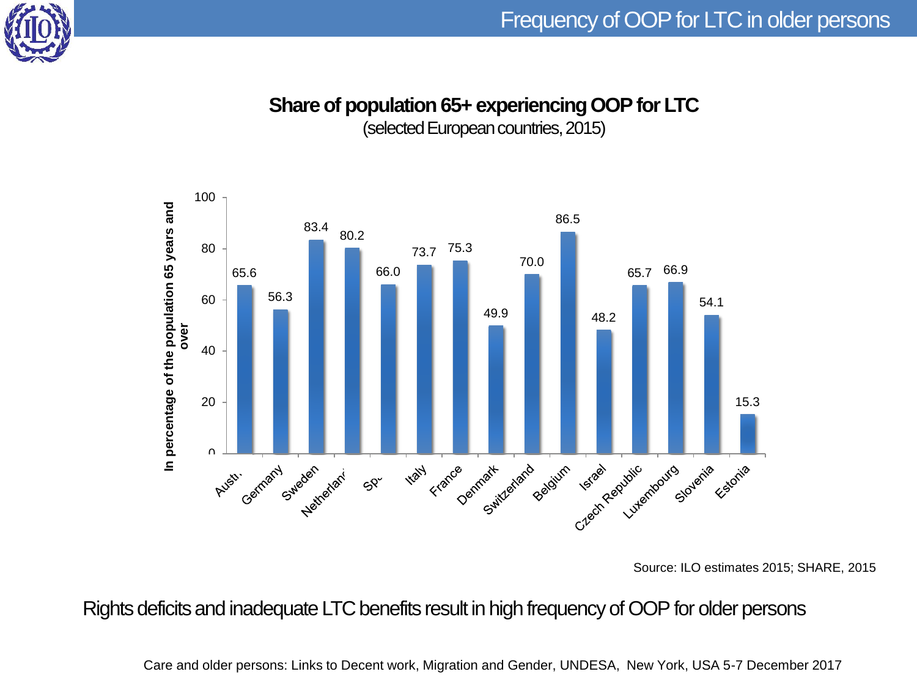# Frequency of OOP for LTC in older persons

## Share of population 65+ experiencing OOP for LTC
(selected European countries, 2015)

| Country | In percentage of the population 65 years and over |
|---|---|
| Austria | 65.6 |
| Germany | 56.3 |
| Sweden | 83.4 |
| Netherlands | 80.2 |
| Spain | 66.0 |
| Italy | 73.7 |
| France | 75.3 |
| Denmark | 49.9 |
| Switzerland | 70.0 |
| Belgium | 86.5 |
| Israel | 48.2 |
| Czech Republic | 65.7 |
| Luxembourg | 66.9 |
| Slovenia | 54.1 |
| Estonia | 15.3 |

Source: ILO estimates 2015; SHARE, 2015

Rights deficits and inadequate LTC benefits result in high frequency of OOP for older persons

Care and older persons: Links to Decent work, Migration and Gender, UNDESA, New York, USA 5-7 December 2017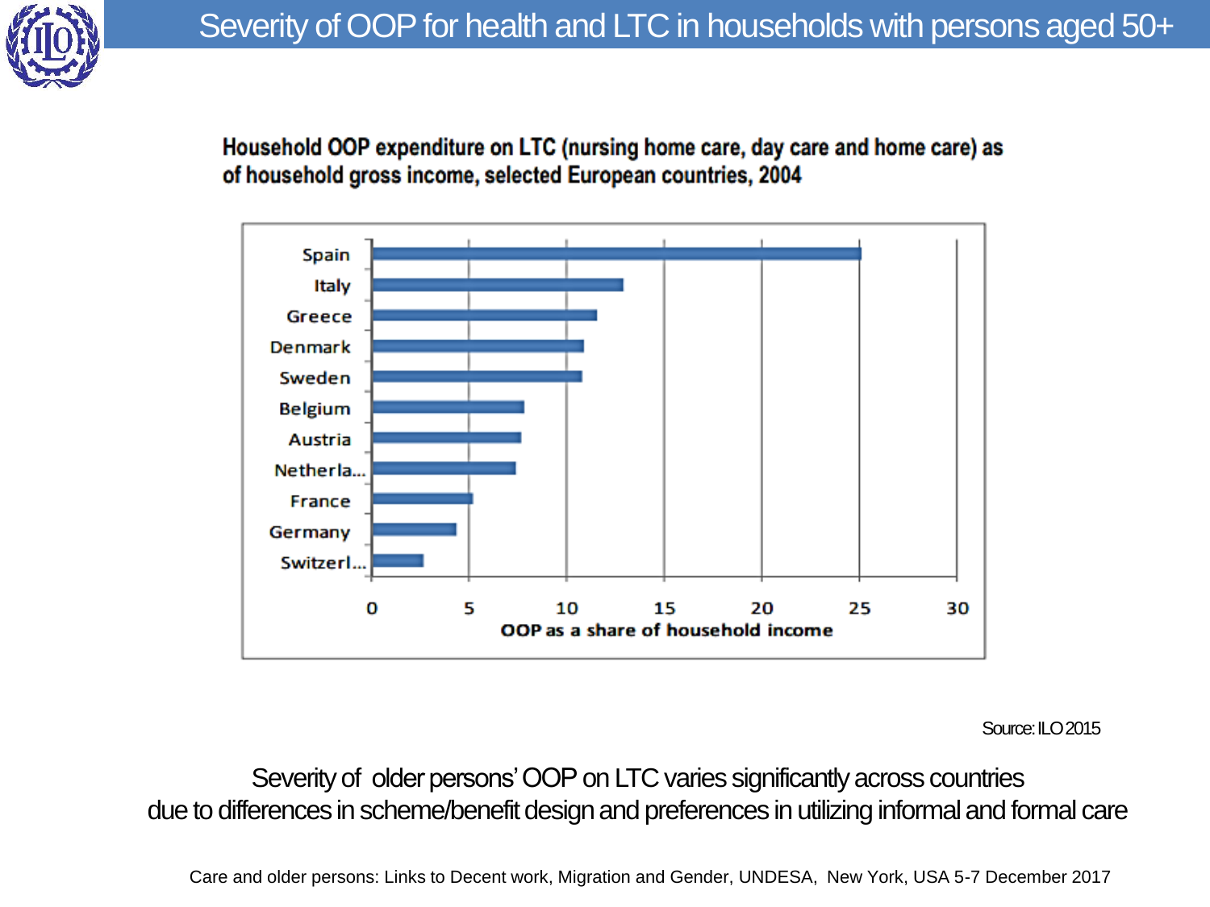# Severity of OOP for health and LTC in households with persons aged 50+

**Household OOP expenditure on LTC (nursing home care, day care and home care) as of household gross income, selected European countries, 2004**

| Country | OOP as a share of household income |
|---|---|
| Spain | ~25 |
| Italy | ~12.8 |
| Greece | ~11.5 |
| Denmark | ~10.8 |
| Sweden | ~10.7 |
| Belgium | ~7.8 |
| Austria | ~7.6 |
| Netherla... | ~7.3 |
| France | ~5.1 |
| Germany | ~4.3 |
| Switzerl... | ~2.6 |

Source: ILO 2015

Severity of older persons' OOP on LTC varies significantly across countries due to differences in scheme/benefit design and preferences in utilizing informal and formal care

Care and older persons: Links to Decent work, Migration and Gender, UNDESA, New York, USA 5-7 December 2017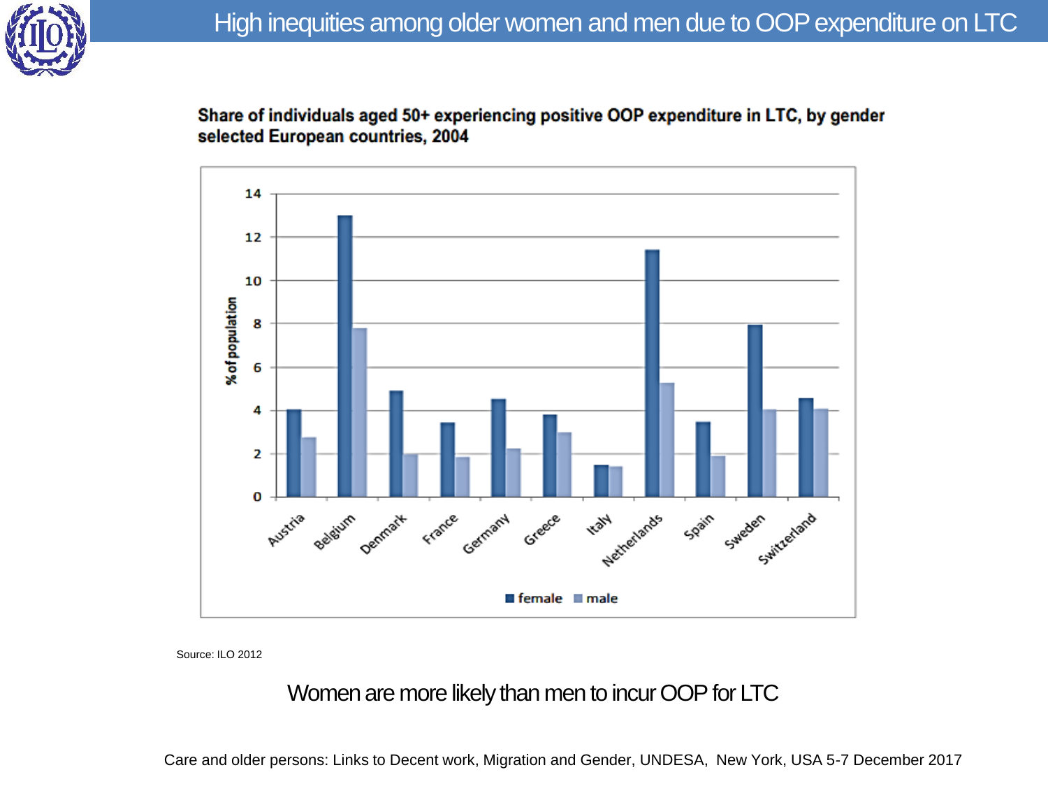# High inequities among older women and men due to OOP expenditure on LTC

**Share of individuals aged 50+ experiencing positive OOP expenditure in LTC, by gender selected European countries, 2004**

| Country | female | male |
|---|---|---|
| Austria | 4.0 | 2.7 |
| Belgium | 13.0 | 7.8 |
| Denmark | 4.9 | 2.0 |
| France | 3.4 | 1.8 |
| Germany | 4.5 | 2.2 |
| Greece | 3.8 | 3.0 |
| Italy | 1.5 | 1.4 |
| Netherlands | 11.4 | 5.3 |
| Spain | 3.5 | 1.9 |
| Sweden | 7.9 | 4.0 |
| Switzerland | 4.6 | 4.1 |

Source: ILO 2012

Women are more likely than men to incur OOP for LTC

Care and older persons: Links to Decent work, Migration and Gender, UNDESA, New York, USA 5-7 December 2017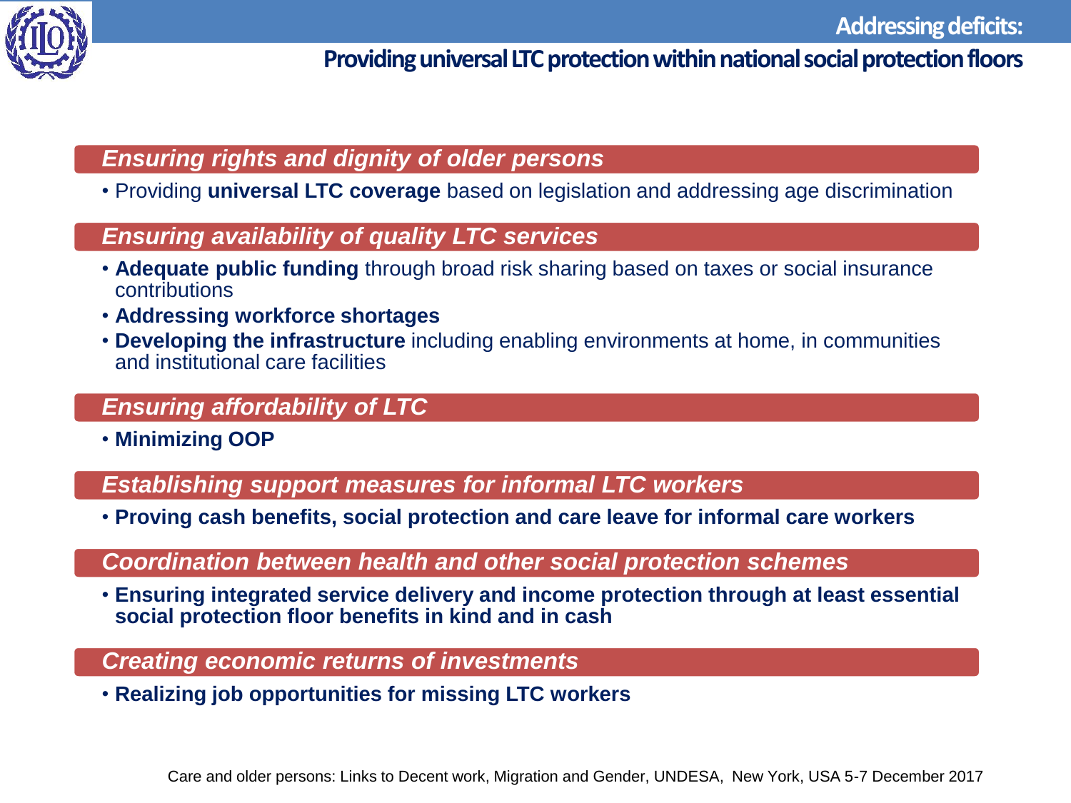# Addressing deficits:

## Providing universal LTC protection within national social protection floors

### *Ensuring rights and dignity of older persons*

- Providing **universal LTC coverage** based on legislation and addressing age discrimination

### *Ensuring availability of quality LTC services*

- **Adequate public funding** through broad risk sharing based on taxes or social insurance contributions
- **Addressing workforce shortages**
- **Developing the infrastructure** including enabling environments at home, in communities and institutional care facilities

### *Ensuring affordability of LTC*

- **Minimizing OOP**

### *Establishing support measures for informal LTC workers*

- **Proving cash benefits, social protection and care leave for informal care workers**

### *Coordination between health and other social protection schemes*

- **Ensuring integrated service delivery and income protection through at least essential social protection floor benefits in kind and in cash**

### *Creating economic returns of investments*

- **Realizing job opportunities for missing LTC workers**

Care and older persons: Links to Decent work, Migration and Gender, UNDESA, New York, USA 5-7 December 2017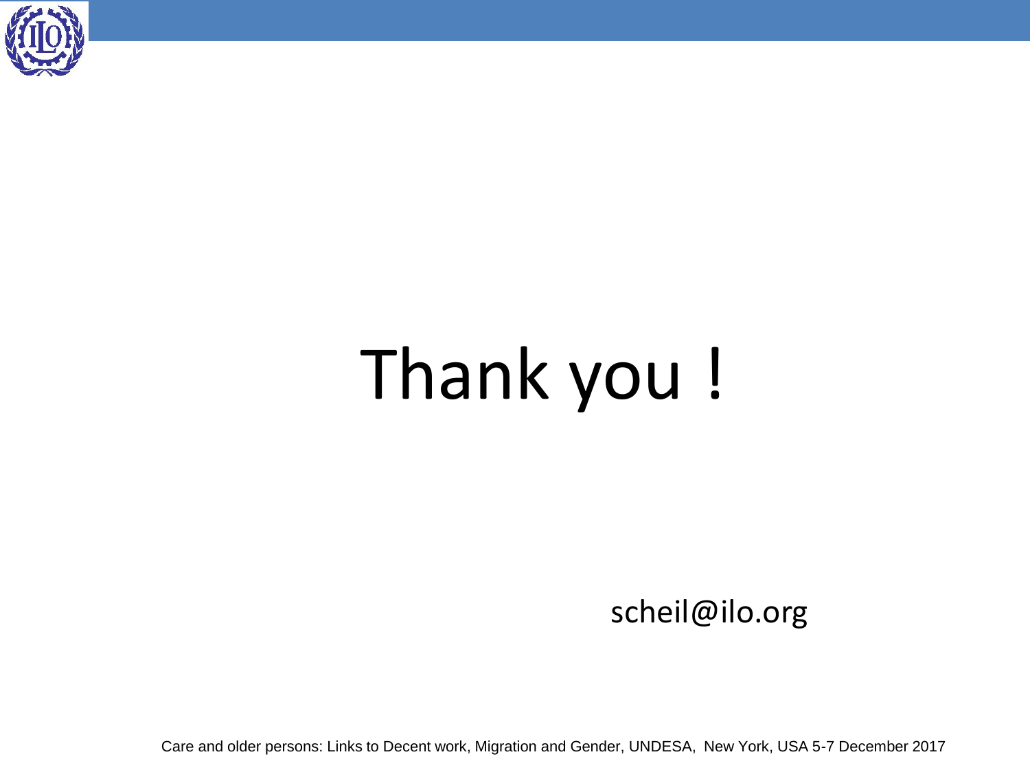# Thank you !

scheil@ilo.org